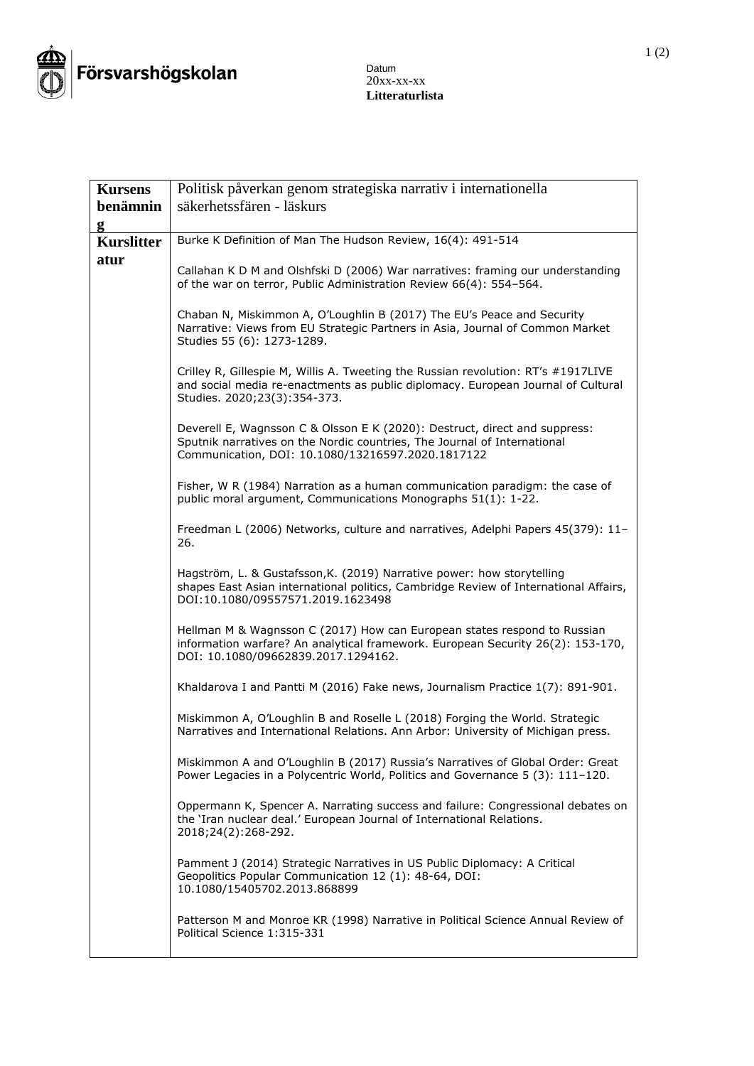Försvarshögskolan

Datum
20xx-xx-xx
**Litteraturlista**

| **Kursens benämning** | Politisk påverkan genom strategiska narrativ i internationella säkerhetssfären - läskurs |
|---|---|
| **Kurslitteratur** | Burke K Definition of Man The Hudson Review, 16(4): 491-514<br><br>Callahan K D M and Olshfski D (2006) War narratives: framing our understanding of the war on terror, Public Administration Review 66(4): 554–564.<br><br>Chaban N, Miskimmon A, O'Loughlin B (2017) The EU's Peace and Security Narrative: Views from EU Strategic Partners in Asia, Journal of Common Market Studies 55 (6): 1273-1289.<br><br>Crilley R, Gillespie M, Willis A. Tweeting the Russian revolution: RT's #1917LIVE and social media re-enactments as public diplomacy. European Journal of Cultural Studies. 2020;23(3):354-373.<br><br>Deverell E, Wagnsson C & Olsson E K (2020): Destruct, direct and suppress: Sputnik narratives on the Nordic countries, The Journal of International Communication, DOI: 10.1080/13216597.2020.1817122<br><br>Fisher, W R (1984) Narration as a human communication paradigm: the case of public moral argument, Communications Monographs 51(1): 1-22.<br><br>Freedman L (2006) Networks, culture and narratives, Adelphi Papers 45(379): 11–26.<br><br>Hagström, L. & Gustafsson,K. (2019) Narrative power: how storytelling shapes East Asian international politics, Cambridge Review of International Affairs, DOI:10.1080/09557571.2019.1623498<br><br>Hellman M & Wagnsson C (2017) How can European states respond to Russian information warfare? An analytical framework. European Security 26(2): 153-170, DOI: 10.1080/09662839.2017.1294162.<br><br>Khaldarova I and Pantti M (2016) Fake news, Journalism Practice 1(7): 891-901.<br><br>Miskimmon A, O'Loughlin B and Roselle L (2018) Forging the World. Strategic Narratives and International Relations. Ann Arbor: University of Michigan press.<br><br>Miskimmon A and O'Loughlin B (2017) Russia's Narratives of Global Order: Great Power Legacies in a Polycentric World, Politics and Governance 5 (3): 111–120.<br><br>Oppermann K, Spencer A. Narrating success and failure: Congressional debates on the 'Iran nuclear deal.' European Journal of International Relations. 2018;24(2):268-292.<br><br>Pamment J (2014) Strategic Narratives in US Public Diplomacy: A Critical Geopolitics Popular Communication 12 (1): 48-64, DOI: 10.1080/15405702.2013.868899<br><br>Patterson M and Monroe KR (1998) Narrative in Political Science Annual Review of Political Science 1:315-331 |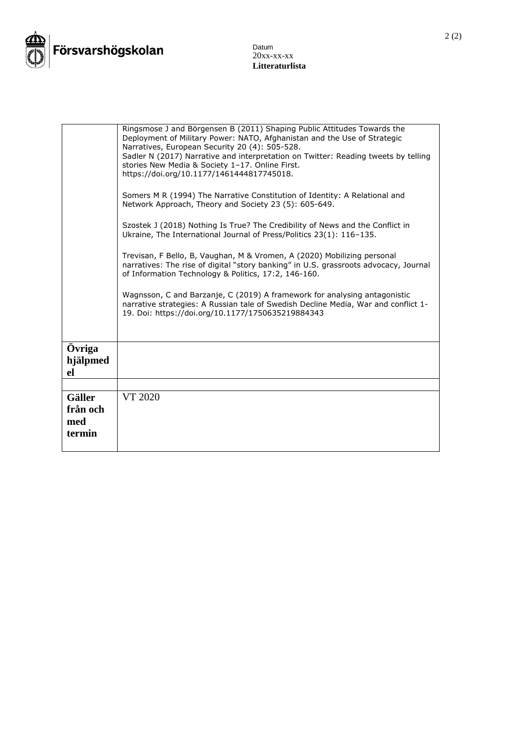| | |
|---|---|
| | Ringsmose J and Börgensen B (2011) Shaping Public Attitudes Towards the Deployment of Military Power: NATO, Afghanistan and the Use of Strategic Narratives, European Security 20 (4): 505-528.<br>Sadler N (2017) Narrative and interpretation on Twitter: Reading tweets by telling stories New Media & Society 1–17. Online First. https://doi.org/10.1177/1461444817745018.<br><br>Somers M R (1994) The Narrative Constitution of Identity: A Relational and Network Approach, Theory and Society 23 (5): 605-649.<br><br>Szostek J (2018) Nothing Is True? The Credibility of News and the Conflict in Ukraine, The International Journal of Press/Politics 23(1): 116–135.<br><br>Trevisan, F Bello, B, Vaughan, M & Vromen, A (2020) Mobilizing personal narratives: The rise of digital "story banking" in U.S. grassroots advocacy, Journal of Information Technology & Politics, 17:2, 146-160.<br><br>Wagnsson, C and Barzanje, C (2019) A framework for analysing antagonistic narrative strategies: A Russian tale of Swedish Decline Media, War and conflict 1-19. Doi: https://doi.org/10.1177/1750635219884343 |
| **Övriga hjälpmedel** | |
| | |
| **Gäller från och med termin** | VT 2020 |